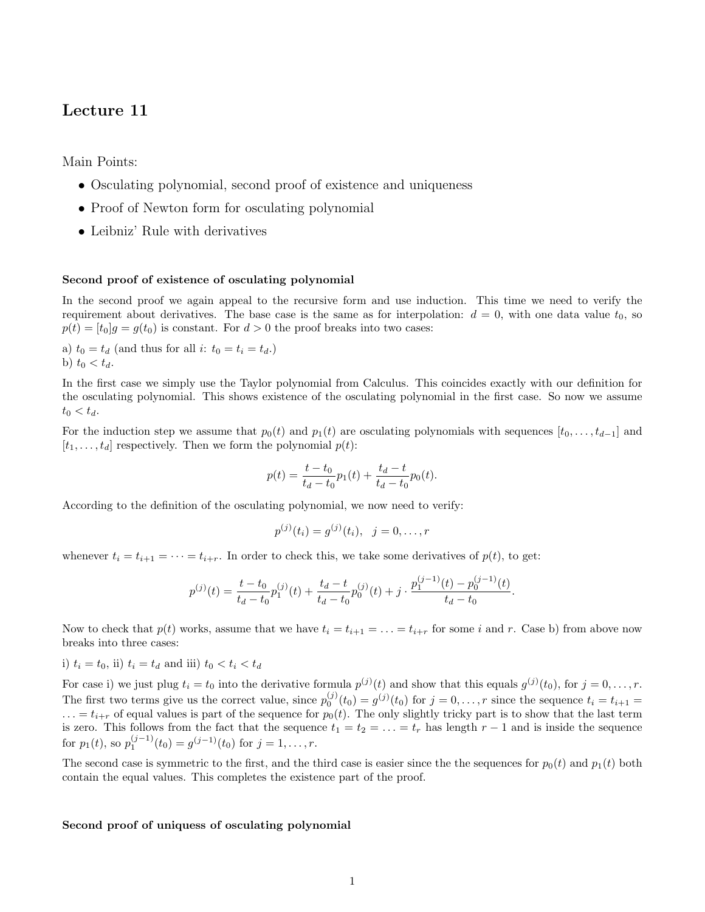# Lecture 11

Main Points:

- Osculating polynomial, second proof of existence and uniqueness
- Proof of Newton form for osculating polynomial
- Leibniz' Rule with derivatives

**Second proof of existence of osculating polynomial**

In the second proof we again appeal to the recursive form and use induction. This time we need to verify the requirement about derivatives. The base case is the same as for interpolation: $d = 0$, with one data value $t_0$, so $p(t) = [t_0]g = g(t_0)$ is constant. For $d > 0$ the proof breaks into two cases:

a) $t_0 = t_d$ (and thus for all $i$: $t_0 = t_i = t_d$.)
b) $t_0 < t_d$.

In the first case we simply use the Taylor polynomial from Calculus. This coincides exactly with our definition for the osculating polynomial. This shows existence of the osculating polynomial in the first case. So now we assume $t_0 < t_d$.

For the induction step we assume that $p_0(t)$ and $p_1(t)$ are osculating polynomials with sequences $[t_0, \ldots, t_{d-1}]$ and $[t_1, \ldots, t_d]$ respectively. Then we form the polynomial $p(t)$:

$$p(t) = \frac{t - t_0}{t_d - t_0} p_1(t) + \frac{t_d - t}{t_d - t_0} p_0(t).$$

According to the definition of the osculating polynomial, we now need to verify:

$$p^{(j)}(t_i) = g^{(j)}(t_i), \quad j = 0, \ldots, r$$

whenever $t_i = t_{i+1} = \cdots = t_{i+r}$. In order to check this, we take some derivatives of $p(t)$, to get:

$$p^{(j)}(t) = \frac{t - t_0}{t_d - t_0} p_1^{(j)}(t) + \frac{t_d - t}{t_d - t_0} p_0^{(j)}(t) + j \cdot \frac{p_1^{(j-1)}(t) - p_0^{(j-1)}(t)}{t_d - t_0}.$$

Now to check that $p(t)$ works, assume that we have $t_i = t_{i+1} = \ldots = t_{i+r}$ for some $i$ and $r$. Case b) from above now breaks into three cases:

i) $t_i = t_0$, ii) $t_i = t_d$ and iii) $t_0 < t_i < t_d$

For case i) we just plug $t_i = t_0$ into the derivative formula $p^{(j)}(t)$ and show that this equals $g^{(j)}(t_0)$, for $j = 0, \ldots, r$. The first two terms give us the correct value, since $p_0^{(j)}(t_0) = g^{(j)}(t_0)$ for $j = 0, \ldots, r$ since the sequence $t_i = t_{i+1} = \ldots = t_{i+r}$ of equal values is part of the sequence for $p_0(t)$. The only slightly tricky part is to show that the last term is zero. This follows from the fact that the sequence $t_1 = t_2 = \ldots = t_r$ has length $r - 1$ and is inside the sequence for $p_1(t)$, so $p_1^{(j-1)}(t_0) = g^{(j-1)}(t_0)$ for $j = 1, \ldots, r$.

The second case is symmetric to the first, and the third case is easier since the the sequences for $p_0(t)$ and $p_1(t)$ both contain the equal values. This completes the existence part of the proof.

**Second proof of uniquess of osculating polynomial**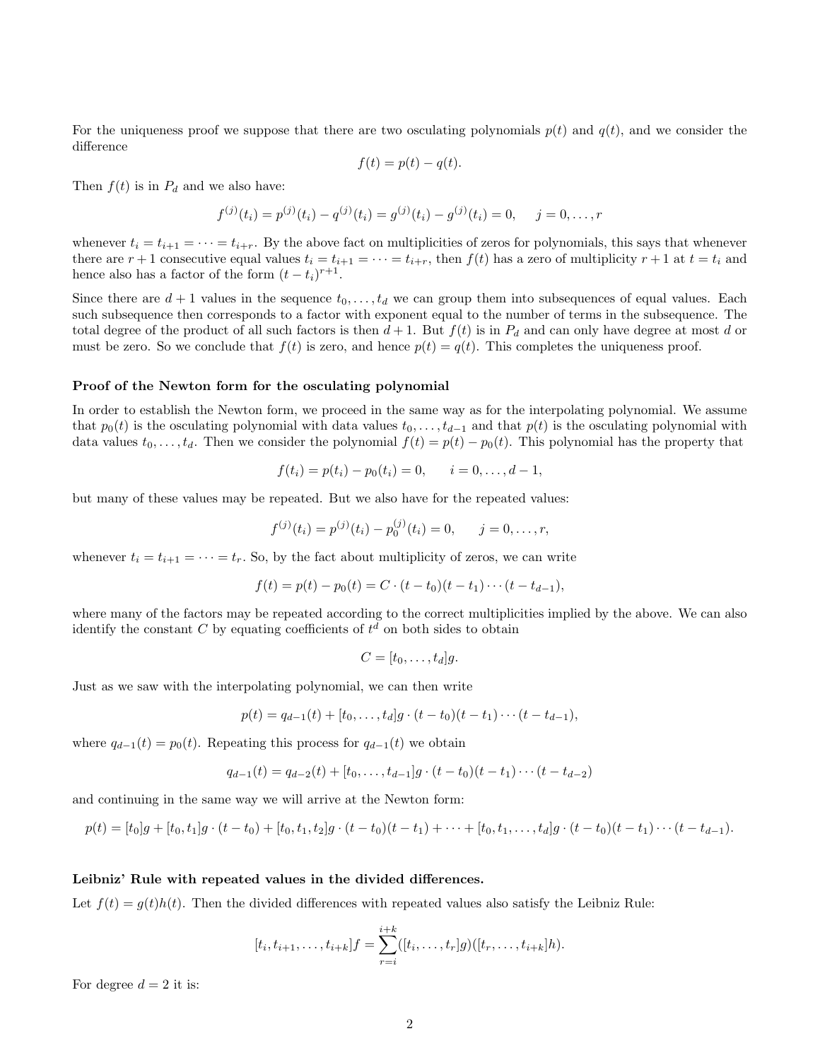For the uniqueness proof we suppose that there are two osculating polynomials $p(t)$ and $q(t)$, and we consider the difference

$$f(t) = p(t) - q(t).$$

Then $f(t)$ is in $P_d$ and we also have:

$$f^{(j)}(t_i) = p^{(j)}(t_i) - q^{(j)}(t_i) = g^{(j)}(t_i) - g^{(j)}(t_i) = 0, \quad j = 0, \ldots, r$$

whenever $t_i = t_{i+1} = \cdots = t_{i+r}$. By the above fact on multiplicities of zeros for polynomials, this says that whenever there are $r+1$ consecutive equal values $t_i = t_{i+1} = \cdots = t_{i+r}$, then $f(t)$ has a zero of multiplicity $r+1$ at $t = t_i$ and hence also has a factor of the form $(t - t_i)^{r+1}$.

Since there are $d+1$ values in the sequence $t_0, \ldots, t_d$ we can group them into subsequences of equal values. Each such subsequence then corresponds to a factor with exponent equal to the number of terms in the subsequence. The total degree of the product of all such factors is then $d+1$. But $f(t)$ is in $P_d$ and can only have degree at most $d$ or must be zero. So we conclude that $f(t)$ is zero, and hence $p(t) = q(t)$. This completes the uniqueness proof.

### Proof of the Newton form for the osculating polynomial

In order to establish the Newton form, we proceed in the same way as for the interpolating polynomial. We assume that $p_0(t)$ is the osculating polynomial with data values $t_0, \ldots, t_{d-1}$ and that $p(t)$ is the osculating polynomial with data values $t_0, \ldots, t_d$. Then we consider the polynomial $f(t) = p(t) - p_0(t)$. This polynomial has the property that

$$f(t_i) = p(t_i) - p_0(t_i) = 0, \qquad i = 0, \ldots, d-1,$$

but many of these values may be repeated. But we also have for the repeated values:

$$f^{(j)}(t_i) = p^{(j)}(t_i) - p_0^{(j)}(t_i) = 0, \qquad j = 0, \ldots, r,$$

whenever $t_i = t_{i+1} = \cdots = t_r$. So, by the fact about multiplicity of zeros, we can write

$$f(t) = p(t) - p_0(t) = C \cdot (t - t_0)(t - t_1) \cdots (t - t_{d-1}),$$

where many of the factors may be repeated according to the correct multiplicities implied by the above. We can also identify the constant $C$ by equating coefficients of $t^d$ on both sides to obtain

$$C = [t_0, \ldots, t_d]g.$$

Just as we saw with the interpolating polynomial, we can then write

$$p(t) = q_{d-1}(t) + [t_0, \ldots, t_d]g \cdot (t - t_0)(t - t_1) \cdots (t - t_{d-1}),$$

where $q_{d-1}(t) = p_0(t)$. Repeating this process for $q_{d-1}(t)$ we obtain

$$q_{d-1}(t) = q_{d-2}(t) + [t_0, \ldots, t_{d-1}]g \cdot (t - t_0)(t - t_1) \cdots (t - t_{d-2})$$

and continuing in the same way we will arrive at the Newton form:

$$p(t) = [t_0]g + [t_0, t_1]g \cdot (t - t_0) + [t_0, t_1, t_2]g \cdot (t - t_0)(t - t_1) + \cdots + [t_0, t_1, \ldots, t_d]g \cdot (t - t_0)(t - t_1) \cdots (t - t_{d-1}).$$

### Leibniz' Rule with repeated values in the divided differences.

Let $f(t) = g(t)h(t)$. Then the divided differences with repeated values also satisfy the Leibniz Rule:

$$[t_i, t_{i+1}, \ldots, t_{i+k}]f = \sum_{r=i}^{i+k} ([t_i, \ldots, t_r]g)([t_r, \ldots, t_{i+k}]h).$$

For degree $d = 2$ it is: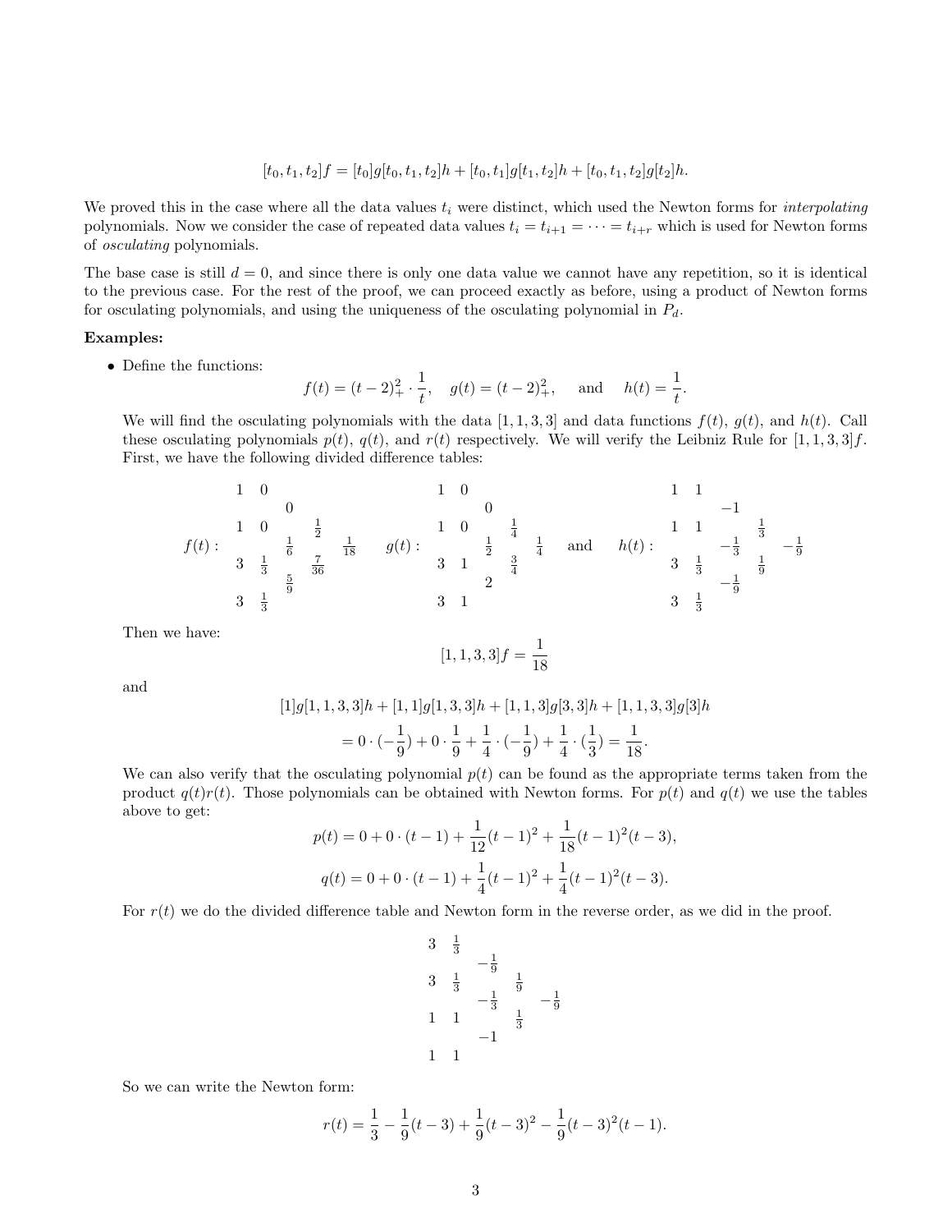$$[t_0, t_1, t_2]f = [t_0]g[t_0, t_1, t_2]h + [t_0, t_1]g[t_1, t_2]h + [t_0, t_1, t_2]g[t_2]h.$$

We proved this in the case where all the data values $t_i$ were distinct, which used the Newton forms for *interpolating* polynomials. Now we consider the case of repeated data values $t_i = t_{i+1} = \cdots = t_{i+r}$ which is used for Newton forms of *osculating* polynomials.

The base case is still $d = 0$, and since there is only one data value we cannot have any repetition, so it is identical to the previous case. For the rest of the proof, we can proceed exactly as before, using a product of Newton forms for osculating polynomials, and using the uniqueness of the osculating polynomial in $P_d$.

**Examples:**

- Define the functions:
$$f(t) = (t-2)_+^2 \cdot \frac{1}{t}, \quad g(t) = (t-2)_+^2, \quad \text{and} \quad h(t) = \frac{1}{t}.$$

  We will find the osculating polynomials with the data $[1, 1, 3, 3]$ and data functions $f(t)$, $g(t)$, and $h(t)$. Call these osculating polynomials $p(t)$, $q(t)$, and $r(t)$ respectively. We will verify the Leibniz Rule for $[1, 1, 3, 3]f$. First, we have the following divided difference tables:

$$f(t):\quad \begin{array}{cccccc} 1 & 0 & & & \\ & & 0 & & \\ 1 & 0 & & \frac{1}{2} & \\ & & \frac{1}{6} & & \frac{1}{18} \\ 3 & \frac{1}{3} & & \frac{7}{36} & \\ & & \frac{5}{9} & & \\ 3 & \frac{1}{3} & & & \end{array} \qquad g(t):\quad \begin{array}{cccccc} 1 & 0 & & & \\ & & 0 & & \\ 1 & 0 & & \frac{1}{4} & \\ & & \frac{1}{2} & & \frac{1}{4} \\ 3 & 1 & & \frac{3}{4} & \\ & & 2 & & \\ 3 & 1 & & & \end{array} \quad \text{and} \quad h(t):\quad \begin{array}{cccccc} 1 & 1 & & & \\ & & -1 & & \\ 1 & 1 & & \frac{1}{3} & \\ & & -\frac{1}{3} & & -\frac{1}{9} \\ 3 & \frac{1}{3} & & \frac{1}{9} & \\ & & -\frac{1}{9} & & \\ 3 & \frac{1}{3} & & & \end{array}$$

  Then we have:
$$[1, 1, 3, 3]f = \frac{1}{18}$$
  and
$$[1]g[1, 1, 3, 3]h + [1, 1]g[1, 3, 3]h + [1, 1, 3]g[3, 3]h + [1, 1, 3, 3]g[3]h$$
$$= 0 \cdot (-\frac{1}{9}) + 0 \cdot \frac{1}{9} + \frac{1}{4} \cdot (-\frac{1}{9}) + \frac{1}{4} \cdot (\frac{1}{3}) = \frac{1}{18}.$$

  We can also verify that the osculating polynomial $p(t)$ can be found as the appropriate terms taken from the product $q(t)r(t)$. Those polynomials can be obtained with Newton forms. For $p(t)$ and $q(t)$ we use the tables above to get:
$$p(t) = 0 + 0 \cdot (t-1) + \frac{1}{12}(t-1)^2 + \frac{1}{18}(t-1)^2(t-3),$$
$$q(t) = 0 + 0 \cdot (t-1) + \frac{1}{4}(t-1)^2 + \frac{1}{4}(t-1)^2(t-3).$$

  For $r(t)$ we do the divided difference table and Newton form in the reverse order, as we did in the proof.

$$\begin{array}{cccccc} 3 & \frac{1}{3} & & & \\ & & -\frac{1}{9} & & \\ 3 & \frac{1}{3} & & \frac{1}{9} & \\ & & -\frac{1}{3} & & -\frac{1}{9} \\ 1 & 1 & & \frac{1}{3} & \\ & & -1 & & \\ 1 & 1 & & & \end{array}$$

  So we can write the Newton form:
$$r(t) = \frac{1}{3} - \frac{1}{9}(t-3) + \frac{1}{9}(t-3)^2 - \frac{1}{9}(t-3)^2(t-1).$$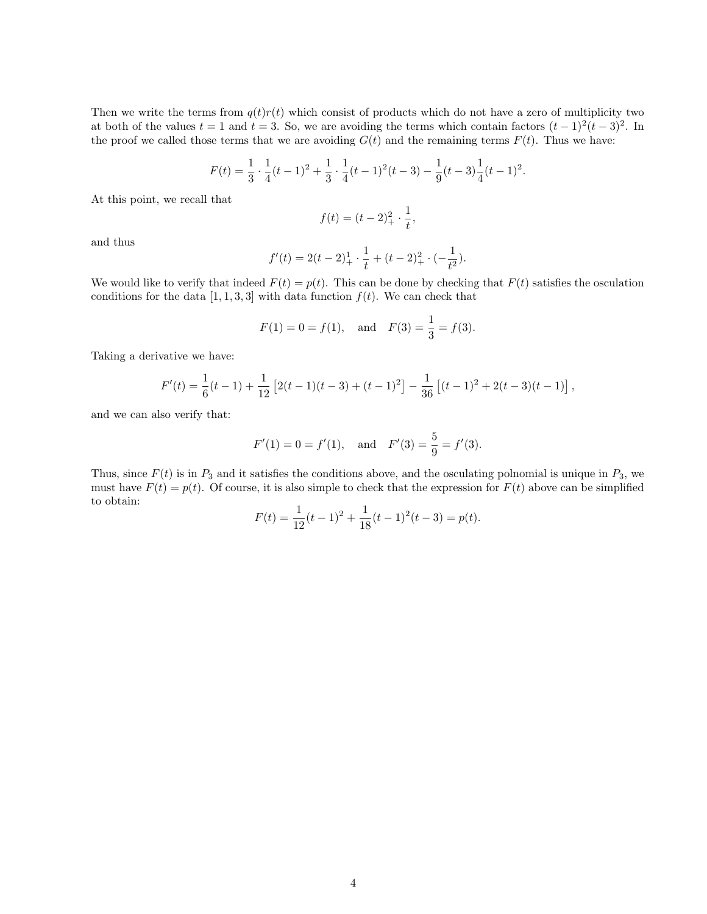Then we write the terms from $q(t)r(t)$ which consist of products which do not have a zero of multiplicity two at both of the values $t = 1$ and $t = 3$. So, we are avoiding the terms which contain factors $(t-1)^2(t-3)^2$. In the proof we called those terms that we are avoiding $G(t)$ and the remaining terms $F(t)$. Thus we have:

$$F(t) = \frac{1}{3} \cdot \frac{1}{4}(t-1)^2 + \frac{1}{3} \cdot \frac{1}{4}(t-1)^2(t-3) - \frac{1}{9}(t-3)\frac{1}{4}(t-1)^2.$$

At this point, we recall that

$$f(t) = (t-2)_+^2 \cdot \frac{1}{t},$$

and thus

$$f'(t) = 2(t-2)_+^1 \cdot \frac{1}{t} + (t-2)_+^2 \cdot (-\frac{1}{t^2}).$$

We would like to verify that indeed $F(t) = p(t)$. This can be done by checking that $F(t)$ satisfies the osculation conditions for the data $[1, 1, 3, 3]$ with data function $f(t)$. We can check that

$$F(1) = 0 = f(1), \quad \text{and} \quad F(3) = \frac{1}{3} = f(3).$$

Taking a derivative we have:

$$F'(t) = \frac{1}{6}(t-1) + \frac{1}{12}\left[2(t-1)(t-3) + (t-1)^2\right] - \frac{1}{36}\left[(t-1)^2 + 2(t-3)(t-1)\right],$$

and we can also verify that:

$$F'(1) = 0 = f'(1), \quad \text{and} \quad F'(3) = \frac{5}{9} = f'(3).$$

Thus, since $F(t)$ is in $P_3$ and it satisfies the conditions above, and the osculating polnomial is unique in $P_3$, we must have $F(t) = p(t)$. Of course, it is also simple to check that the expression for $F(t)$ above can be simplified to obtain:

$$F(t) = \frac{1}{12}(t-1)^2 + \frac{1}{18}(t-1)^2(t-3) = p(t).$$